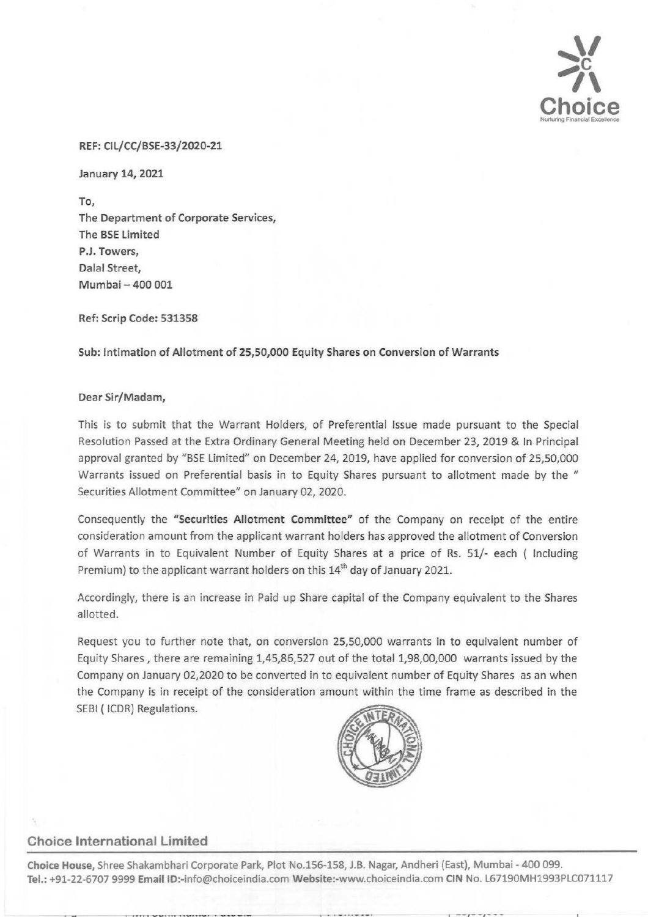REF: CIL/CC/BSE-33/2020-21

January 14, 2021

To,
The Department of Corporate Services,
The BSE Limited
P.J. Towers,
Dalal Street,
Mumbai – 400 001

Ref: Scrip Code: 531358

**Sub: Intimation of Allotment of 25,50,000 Equity Shares on Conversion of Warrants**

Dear Sir/Madam,

This is to submit that the Warrant Holders, of Preferential Issue made pursuant to the Special Resolution Passed at the Extra Ordinary General Meeting held on December 23, 2019 & In Principal approval granted by "BSE Limited" on December 24, 2019, have applied for conversion of 25,50,000 Warrants issued on Preferential basis in to Equity Shares pursuant to allotment made by the " Securities Allotment Committee" on January 02, 2020.

Consequently the **"Securities Allotment Committee"** of the Company on receipt of the entire consideration amount from the applicant warrant holders has approved the allotment of Conversion of Warrants in to Equivalent Number of Equity Shares at a price of Rs. 51/- each ( Including Premium) to the applicant warrant holders on this 14th day of January 2021.

Accordingly, there is an increase in Paid up Share capital of the Company equivalent to the Shares allotted.

Request you to further note that, on conversion 25,50,000 warrants in to equivalent number of Equity Shares , there are remaining 1,45,86,527 out of the total 1,98,00,000 warrants issued by the Company on January 02,2020 to be converted in to equivalent number of Equity Shares as an when the Company is in receipt of the consideration amount within the time frame as described in the SEBI ( ICDR) Regulations.

**Choice International Limited**

**Choice House**, Shree Shakambhari Corporate Park, Plot No.156-158, J.B. Nagar, Andheri (East), Mumbai - 400 099.
**Tel.:** +91-22-6707 9999 **Email ID:**-info@choiceindia.com **Website:**-www.choiceindia.com **CIN** No. L67190MH1993PLC071117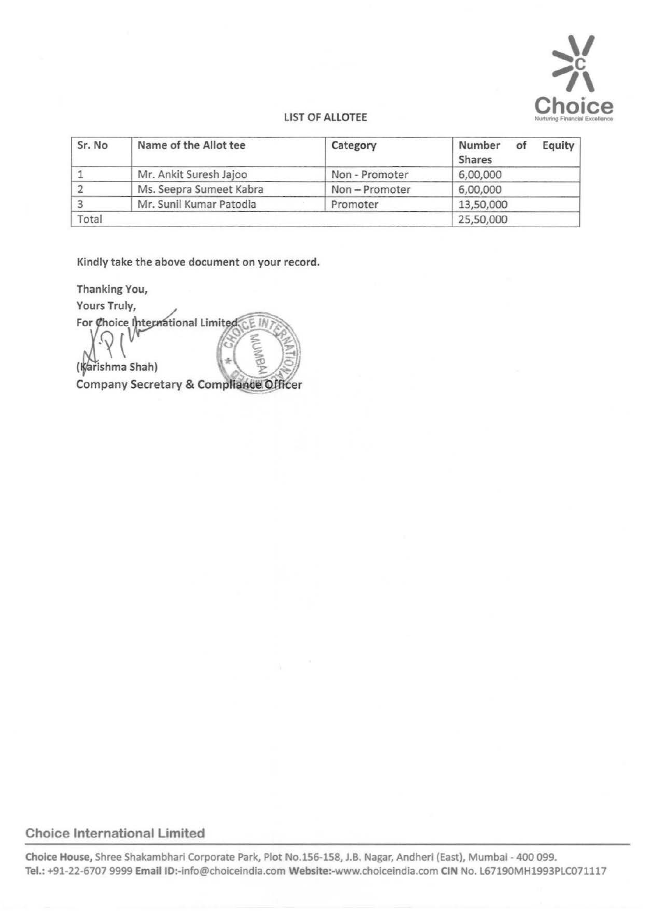## LIST OF ALLOTEE

| Sr. No | Name of the Allot tee | Category | Number of Equity Shares |
|---|---|---|---|
| 1 | Mr. Ankit Suresh Jajoo | Non - Promoter | 6,00,000 |
| 2 | Ms. Seepra Sumeet Kabra | Non – Promoter | 6,00,000 |
| 3 | Mr. Sunil Kumar Patodia | Promoter | 13,50,000 |
| Total | | | 25,50,000 |

Kindly take the above document on your record.

Thanking You,

Yours Truly,

For Choice International Limited

(Karishma Shah)

Company Secretary & Compliance Officer

**Choice International Limited**

**Choice House,** Shree Shakambhari Corporate Park, Plot No.156-158, J.B. Nagar, Andheri (East), Mumbai - 400 099.
**Tel.:** +91-22-6707 9999 **Email ID:**-info@choiceindia.com **Website:**-www.choiceindia.com **CIN** No. L67190MH1993PLC071117